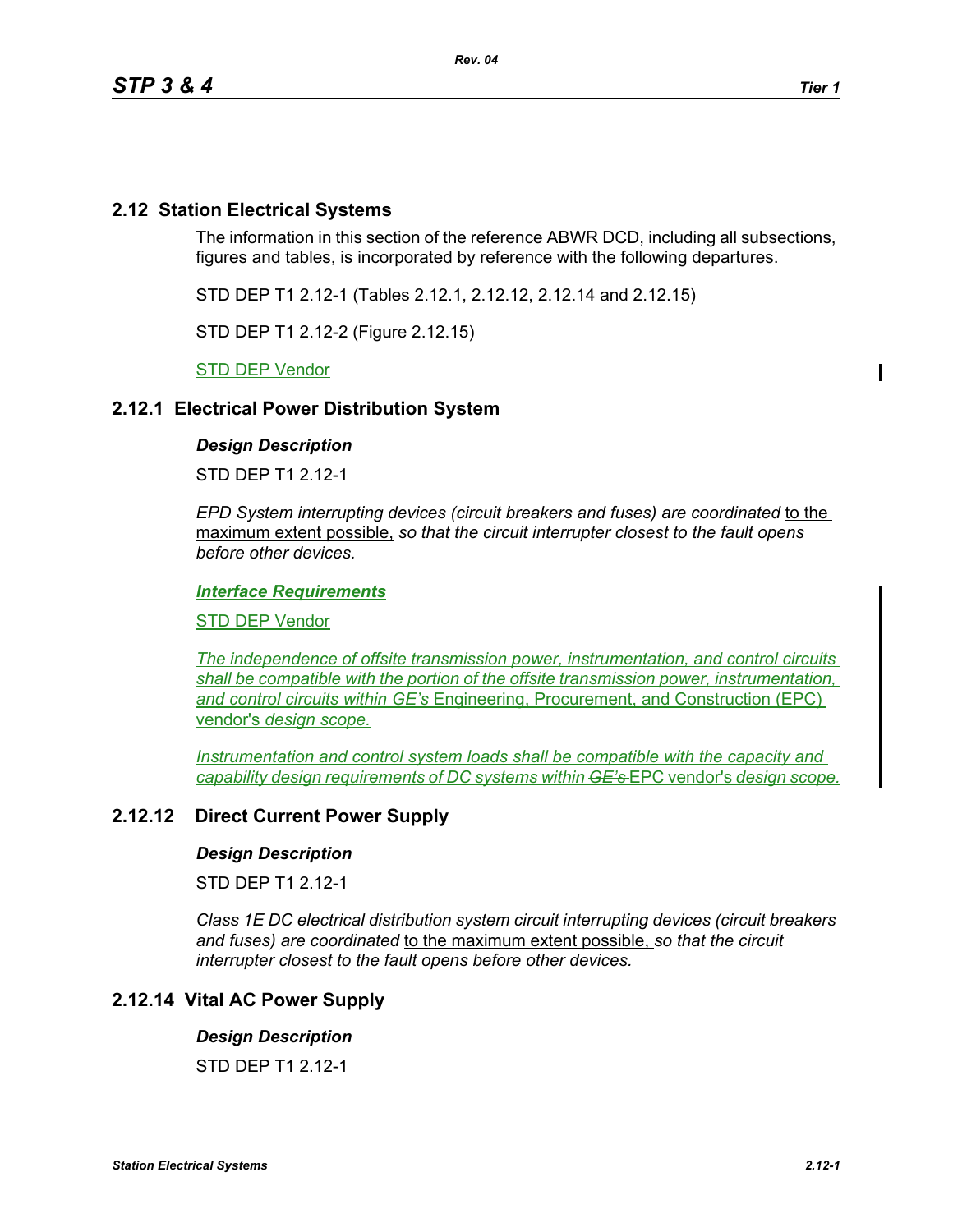## 2.12 Station Electrical Systems

The information in this section of the reference ABWR DCD, including all subsections, figures and tables, is incorporated by reference with the following departures.

STD DEP T1 2.12-1 (Tables 2.12.1, 2.12.12, 2.12.14 and 2.12.15)

STD DEP T1 2.12-2 (Figure 2.12.15)

STD DEP Vendor

### 2.12.1 Electrical Power Distribution System

***Design Description***

STD DEP T1 2.12-1

*EPD System interrupting devices (circuit breakers and fuses) are coordinated* to the maximum extent possible, *so that the circuit interrupter closest to the fault opens before other devices.*

***Interface Requirements***

STD DEP Vendor

*The independence of offsite transmission power, instrumentation, and control circuits shall be compatible with the portion of the offsite transmission power, instrumentation, and control circuits within ~~GE's~~* Engineering, Procurement, and Construction (EPC) vendor's *design scope.*

*Instrumentation and control system loads shall be compatible with the capacity and capability design requirements of DC systems within ~~GE's~~* EPC vendor's *design scope.*

### 2.12.12 Direct Current Power Supply

***Design Description***

STD DEP T1 2.12-1

*Class 1E DC electrical distribution system circuit interrupting devices (circuit breakers and fuses) are coordinated* to the maximum extent possible, *so that the circuit interrupter closest to the fault opens before other devices.*

### 2.12.14 Vital AC Power Supply

***Design Description***

STD DEP T1 2.12-1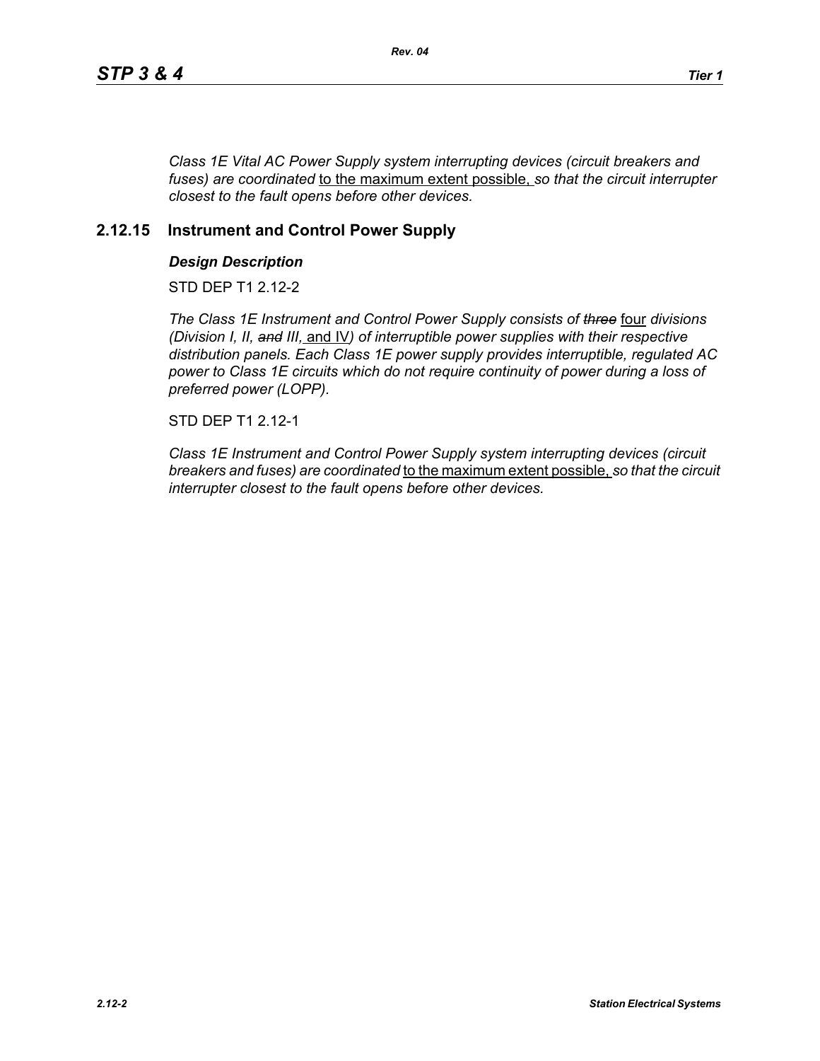*Class 1E Vital AC Power Supply system interrupting devices (circuit breakers and fuses) are coordinated* to the maximum extent possible, *so that the circuit interrupter closest to the fault opens before other devices.*

## 2.12.15 Instrument and Control Power Supply

### *Design Description*

STD DEP T1 2.12-2

*The Class 1E Instrument and Control Power Supply consists of ~~three~~* four *divisions (Division I, II, ~~and~~ III,* and IV*) of interruptible power supplies with their respective distribution panels. Each Class 1E power supply provides interruptible, regulated AC power to Class 1E circuits which do not require continuity of power during a loss of preferred power (LOPP).*

STD DEP T1 2.12-1

*Class 1E Instrument and Control Power Supply system interrupting devices (circuit breakers and fuses) are coordinated* to the maximum extent possible, *so that the circuit interrupter closest to the fault opens before other devices.*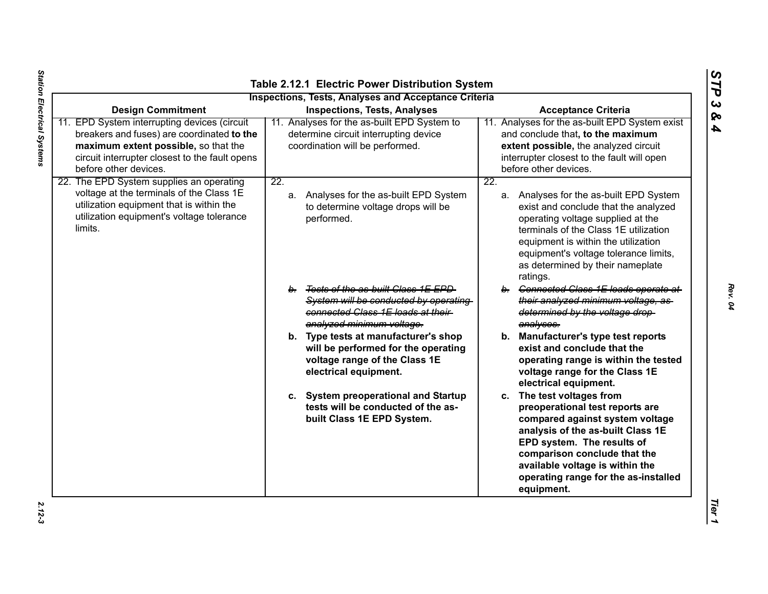## Table 2.12.1 Electric Power Distribution System

### Inspections, Tests, Analyses and Acceptance Criteria

| Design Commitment | Inspections, Tests, Analyses | Acceptance Criteria |
|---|---|---|
| 11. EPD System interrupting devices (circuit breakers and fuses) are coordinated **to the maximum extent possible,** so that the circuit interrupter closest to the fault opens before other devices. | 11. Analyses for the as-built EPD System to determine circuit interrupting device coordination will be performed. | 11. Analyses for the as-built EPD System exist and conclude that**, to the maximum extent possible,** the analyzed circuit interrupter closest to the fault will open before other devices. |
| 22. The EPD System supplies an operating voltage at the terminals of the Class 1E utilization equipment that is within the utilization equipment's voltage tolerance limits. | 22.<br>a. Analyses for the as-built EPD System to determine voltage drops will be performed.<br><br>~~b. Tests of the as-built Class 1E EPD System will be conducted by operating connected Class 1E loads at their analyzed minimum voltage.~~<br><br>**b. Type tests at manufacturer's shop will be performed for the operating voltage range of the Class 1E electrical equipment.**<br><br>**c. System preoperational and Startup tests will be conducted of the as-built Class 1E EPD System.** | 22.<br>a. Analyses for the as-built EPD System exist and conclude that the analyzed operating voltage supplied at the terminals of the Class 1E utilization equipment is within the utilization equipment's voltage tolerance limits, as determined by their nameplate ratings.<br><br>~~b. Connected Class 1E loads operate at their analyzed minimum voltage, as determined by the voltage drop analyses.~~<br><br>**b. Manufacturer's type test reports exist and conclude that the operating range is within the tested voltage range for the Class 1E electrical equipment.**<br><br>**c. The test voltages from preoperational test reports are compared against system voltage analysis of the as-built Class 1E EPD system. The results of comparison conclude that the available voltage is within the operating range for the as-installed equipment.** |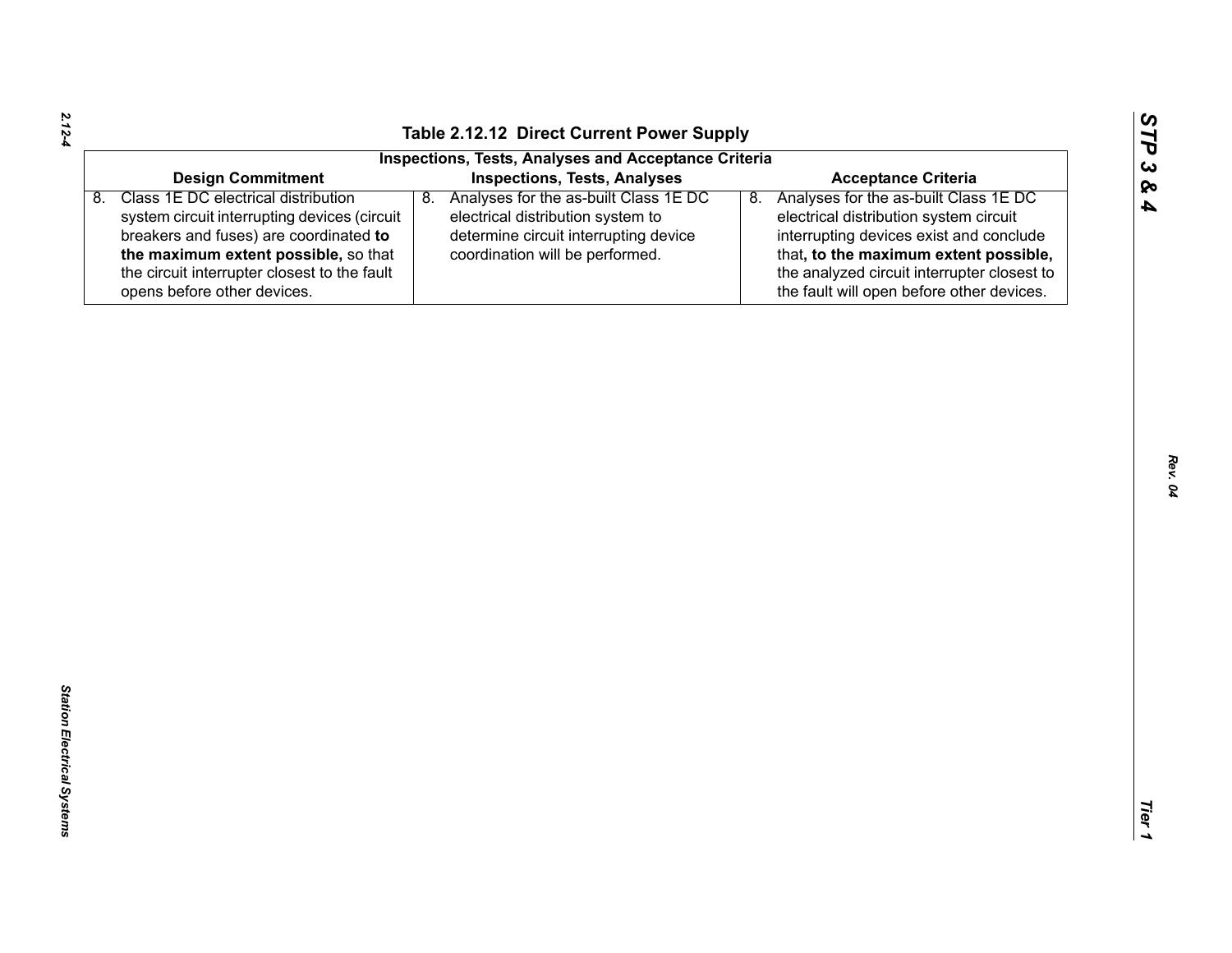**Table 2.12.12 Direct Current Power Supply**

| Inspections, Tests, Analyses and Acceptance Criteria | | |
|---|---|---|
| **Design Commitment** | **Inspections, Tests, Analyses** | **Acceptance Criteria** |
| 8. Class 1E DC electrical distribution system circuit interrupting devices (circuit breakers and fuses) are coordinated **to the maximum extent possible,** so that the circuit interrupter closest to the fault opens before other devices. | 8. Analyses for the as-built Class 1E DC electrical distribution system to determine circuit interrupting device coordination will be performed. | 8. Analyses for the as-built Class 1E DC electrical distribution system circuit interrupting devices exist and conclude that**, to the maximum extent possible,** the analyzed circuit interrupter closest to the fault will open before other devices. |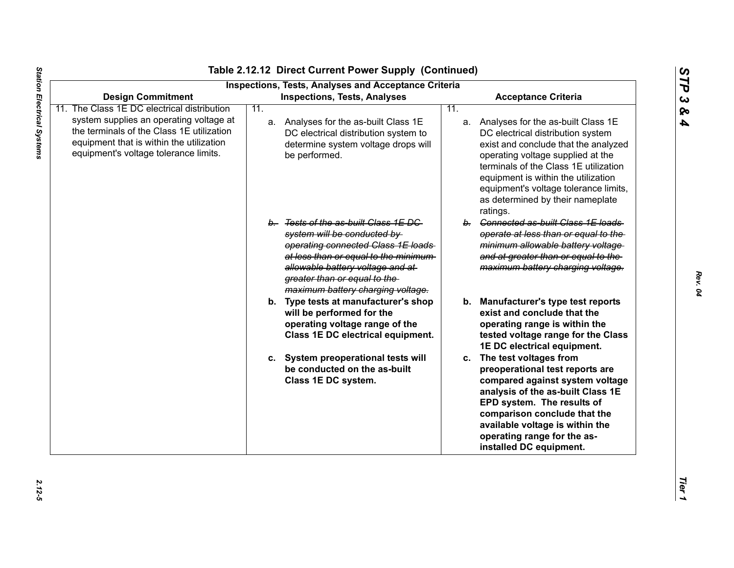## Table 2.12.12 Direct Current Power Supply (Continued)

| | Inspections, Tests, Analyses and Acceptance Criteria | |
|---|---|---|
| **Design Commitment** | **Inspections, Tests, Analyses** | **Acceptance Criteria** |
| 11. The Class 1E DC electrical distribution system supplies an operating voltage at the terminals of the Class 1E utilization equipment that is within the utilization equipment's voltage tolerance limits. | 11.<br>a. Analyses for the as-built Class 1E DC electrical distribution system to determine system voltage drops will be performed. | 11.<br>a. Analyses for the as-built Class 1E DC electrical distribution system exist and conclude that the analyzed operating voltage supplied at the terminals of the Class 1E utilization equipment is within the utilization equipment's voltage tolerance limits, as determined by their nameplate ratings. |
| | ~~*b. Tests of the as-built Class 1E DC system will be conducted by operating connected Class 1E loads at less than or equal to the minimum allowable battery voltage and at greater than or equal to the maximum battery charging voltage.*~~ | ~~*b. Connected as-built Class 1E loads operate at less than or equal to the minimum allowable battery voltage and at greater than or equal to the maximum battery charging voltage.*~~ |
| | **b. Type tests at manufacturer's shop will be performed for the operating voltage range of the Class 1E DC electrical equipment.** | **b. Manufacturer's type test reports exist and conclude that the operating range is within the tested voltage range for the Class 1E DC electrical equipment.** |
| | **c. System preoperational tests will be conducted on the as-built Class 1E DC system.** | **c. The test voltages from preoperational test reports are compared against system voltage analysis of the as-built Class 1E EPD system. The results of comparison conclude that the available voltage is within the operating range for the as-installed DC equipment.** |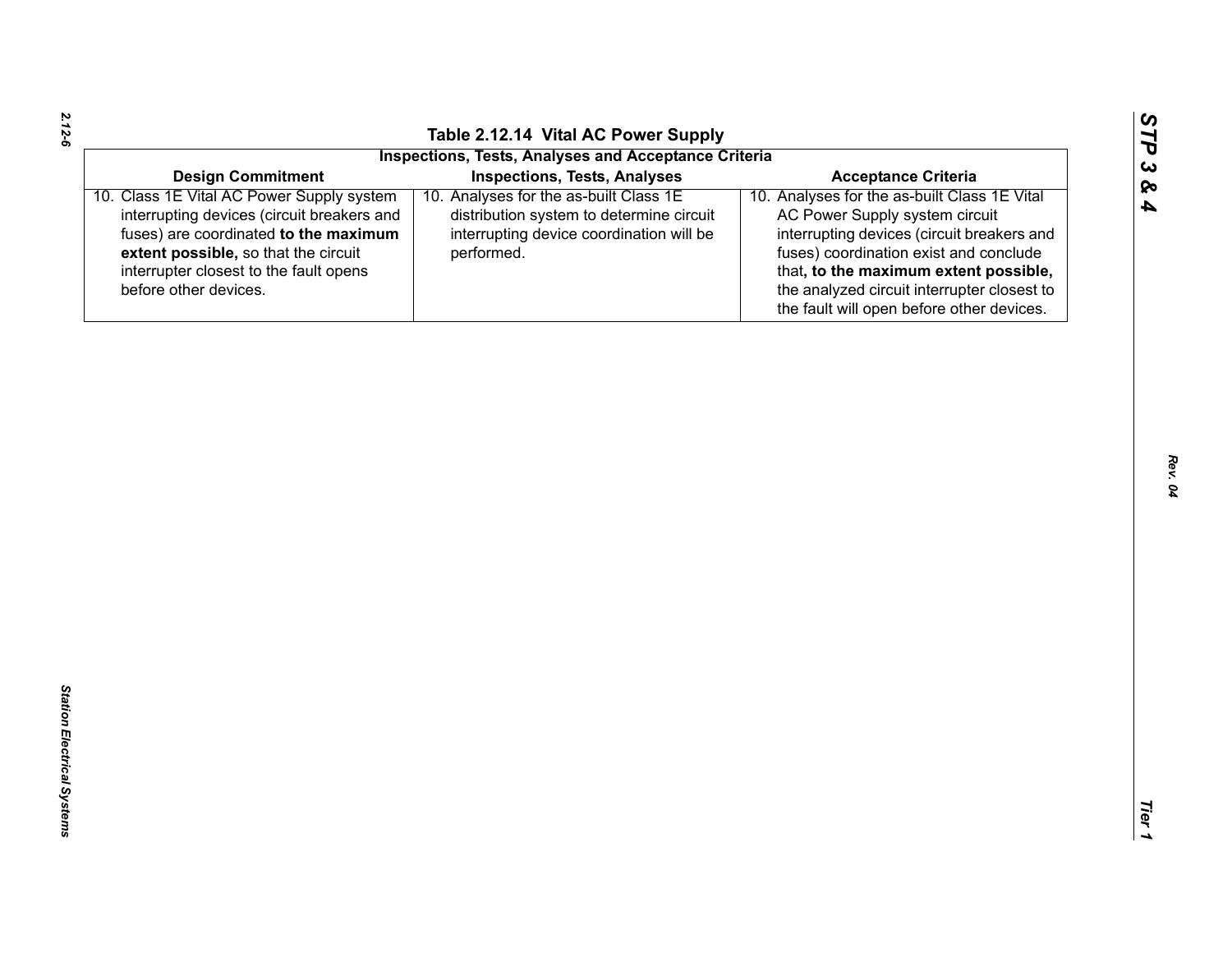## Table 2.12.14 Vital AC Power Supply

| Inspections, Tests, Analyses and Acceptance Criteria | | |
|---|---|---|
| **Design Commitment** | **Inspections, Tests, Analyses** | **Acceptance Criteria** |
| 10. Class 1E Vital AC Power Supply system interrupting devices (circuit breakers and fuses) are coordinated **to the maximum extent possible,** so that the circuit interrupter closest to the fault opens before other devices. | 10. Analyses for the as-built Class 1E distribution system to determine circuit interrupting device coordination will be performed. | 10. Analyses for the as-built Class 1E Vital AC Power Supply system circuit interrupting devices (circuit breakers and fuses) coordination exist and conclude that**, to the maximum extent possible,** the analyzed circuit interrupter closest to the fault will open before other devices. |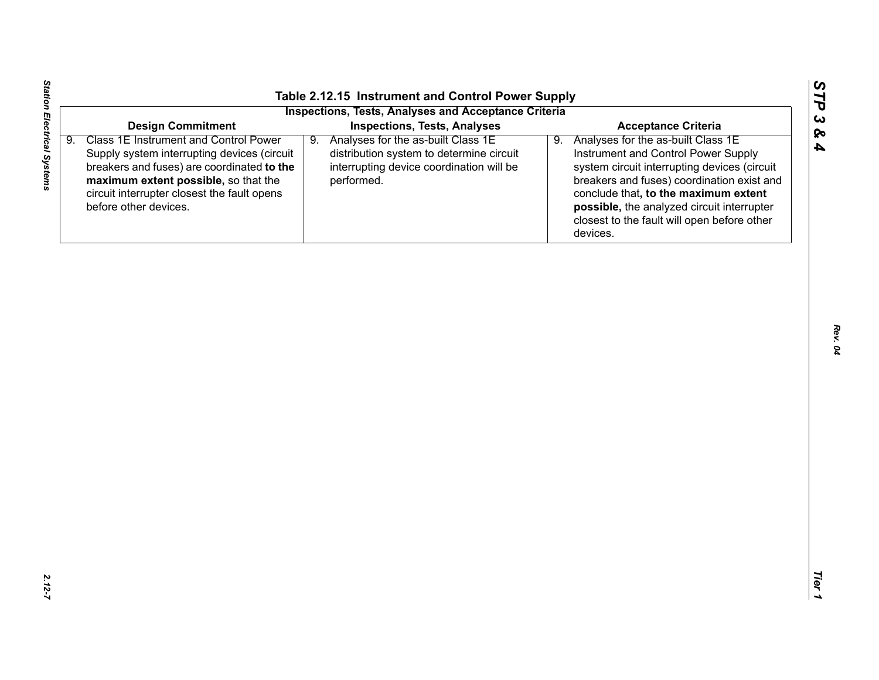## Table 2.12.15 Instrument and Control Power Supply

### Inspections, Tests, Analyses and Acceptance Criteria

| Design Commitment | Inspections, Tests, Analyses | Acceptance Criteria |
|---|---|---|
| 9. Class 1E Instrument and Control Power Supply system interrupting devices (circuit breakers and fuses) are coordinated **to the maximum extent possible,** so that the circuit interrupter closest the fault opens before other devices. | 9. Analyses for the as-built Class 1E distribution system to determine circuit interrupting device coordination will be performed. | 9. Analyses for the as-built Class 1E Instrument and Control Power Supply system circuit interrupting devices (circuit breakers and fuses) coordination exist and conclude that**, to the maximum extent possible,** the analyzed circuit interrupter closest to the fault will open before other devices. |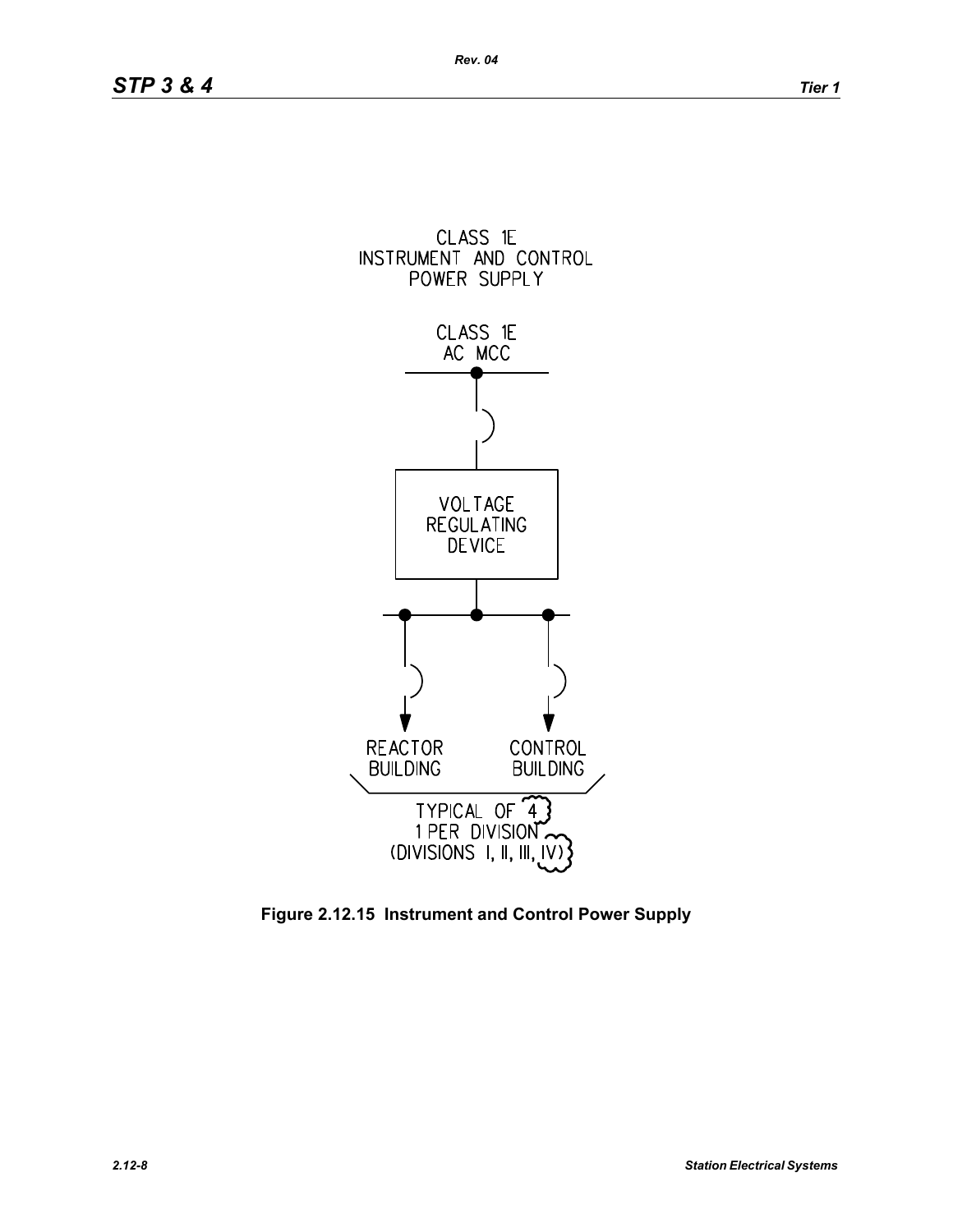CLASS 1E
INSTRUMENT AND CONTROL
POWER SUPPLY

CLASS 1E
AC MCC

VOLTAGE
REGULATING
DEVICE

REACTOR
BUILDING

CONTROL
BUILDING

TYPICAL OF 4
1 PER DIVISION
(DIVISIONS I, II, III, IV)

**Figure 2.12.15 Instrument and Control Power Supply**